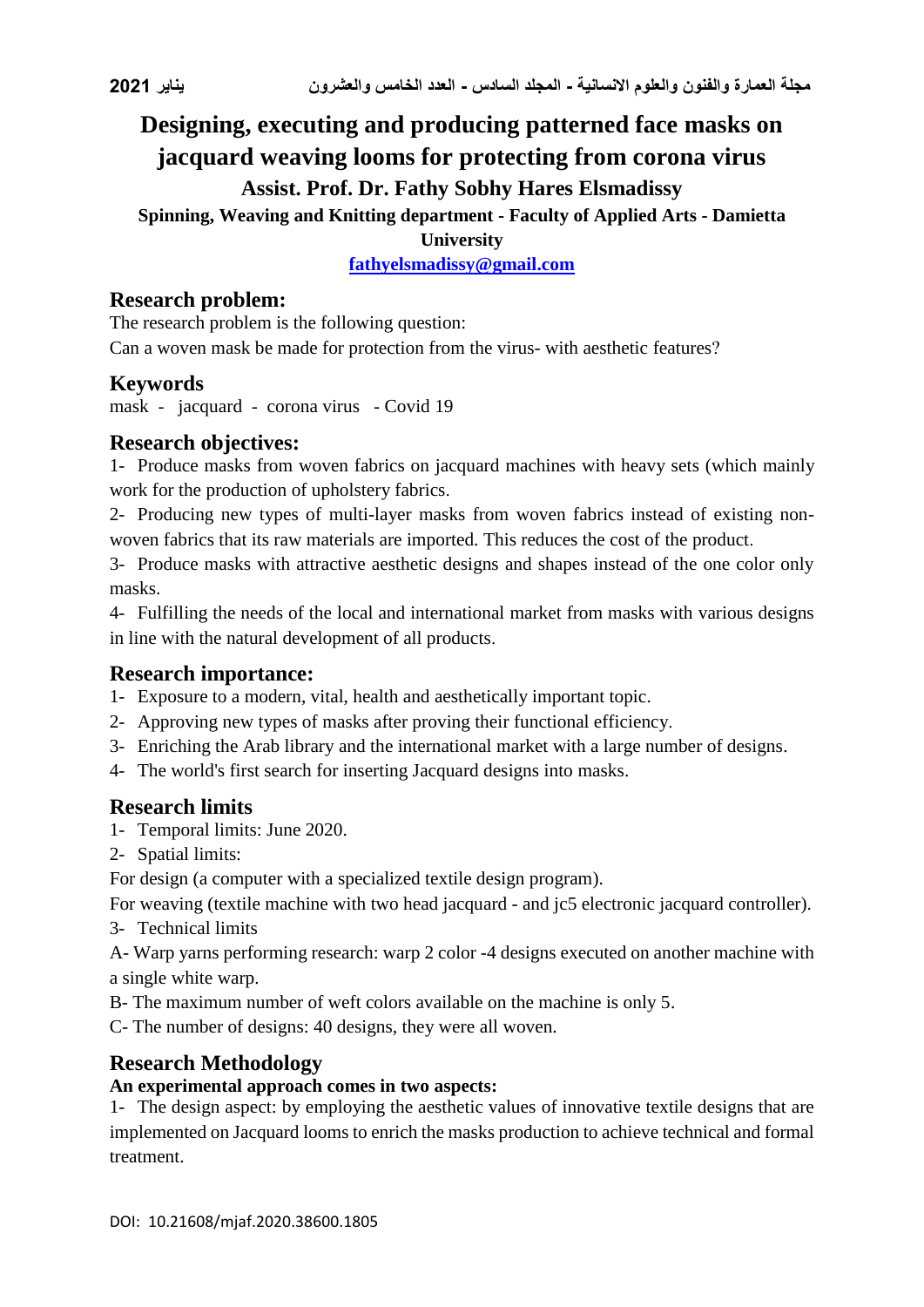# Designing, executing and producing patterned face masks on jacquard weaving looms for protecting from corona virus

### Assist. Prof. Dr. Fathy Sobhy Hares Elsmadissy

**Spinning, Weaving and Knitting department - Faculty of Applied Arts - Damietta University**

**fathyelsmadissy@gmail.com**

## Research problem:

The research problem is the following question:

Can a woven mask be made for protection from the virus- with aesthetic features?

## Keywords

mask - jacquard - corona virus - Covid 19

## Research objectives:

1- Produce masks from woven fabrics on jacquard machines with heavy sets (which mainly work for the production of upholstery fabrics.

2- Producing new types of multi-layer masks from woven fabrics instead of existing non-woven fabrics that its raw materials are imported. This reduces the cost of the product.

3- Produce masks with attractive aesthetic designs and shapes instead of the one color only masks.

4- Fulfilling the needs of the local and international market from masks with various designs in line with the natural development of all products.

## Research importance:

1- Exposure to a modern, vital, health and aesthetically important topic.
2- Approving new types of masks after proving their functional efficiency.
3- Enriching the Arab library and the international market with a large number of designs.
4- The world's first search for inserting Jacquard designs into masks.

## Research limits

1- Temporal limits: June 2020.
2- Spatial limits:

For design (a computer with a specialized textile design program).

For weaving (textile machine with two head jacquard - and jc5 electronic jacquard controller).

3- Technical limits

A- Warp yarns performing research: warp 2 color -4 designs executed on another machine with a single white warp.

B- The maximum number of weft colors available on the machine is only 5.

C- The number of designs: 40 designs, they were all woven.

## Research Methodology

**An experimental approach comes in two aspects:**

1- The design aspect: by employing the aesthetic values of innovative textile designs that are implemented on Jacquard looms to enrich the masks production to achieve technical and formal treatment.

DOI: 10.21608/mjaf.2020.38600.1805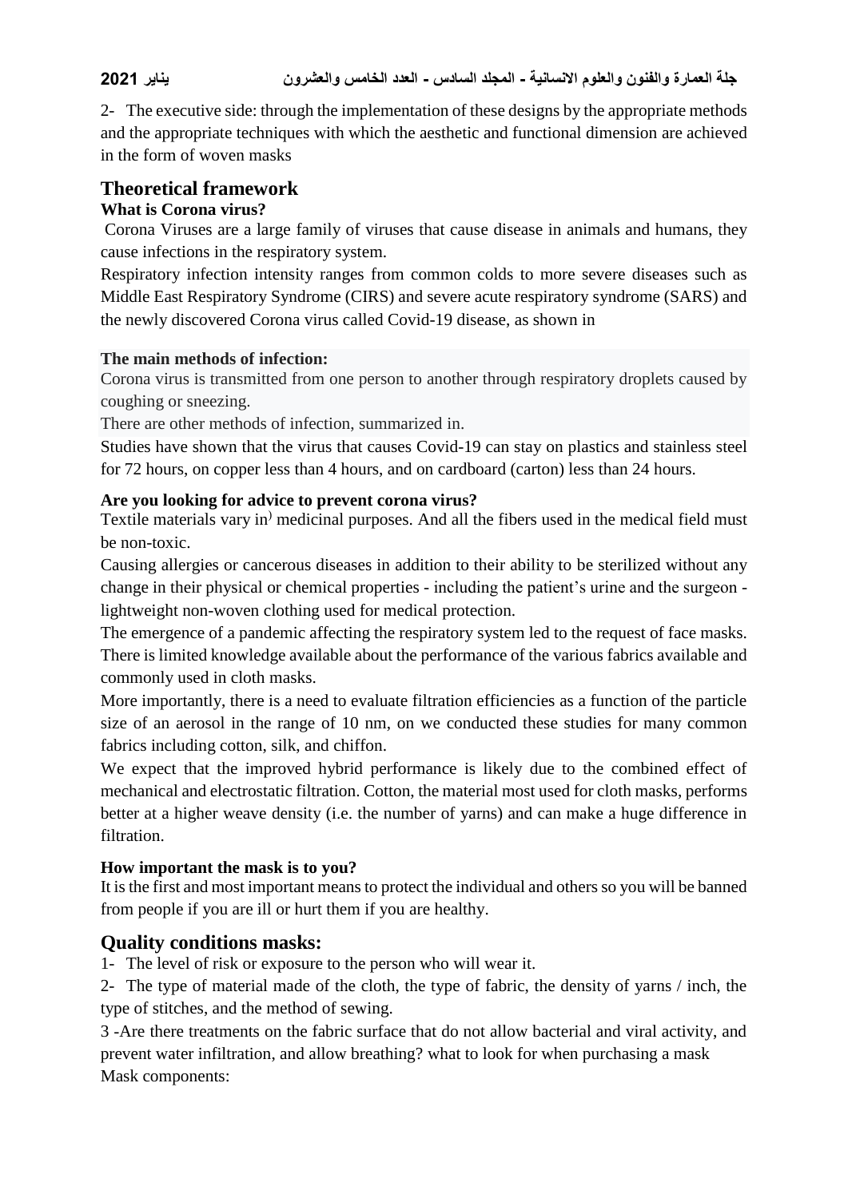2- The executive side: through the implementation of these designs by the appropriate methods and the appropriate techniques with which the aesthetic and functional dimension are achieved in the form of woven masks

## Theoretical framework

### What is Corona virus?

Corona Viruses are a large family of viruses that cause disease in animals and humans, they cause infections in the respiratory system.

Respiratory infection intensity ranges from common colds to more severe diseases such as Middle East Respiratory Syndrome (CIRS) and severe acute respiratory syndrome (SARS) and the newly discovered Corona virus called Covid-19 disease, as shown in

### The main methods of infection:

Corona virus is transmitted from one person to another through respiratory droplets caused by coughing or sneezing.

There are other methods of infection, summarized in.

Studies have shown that the virus that causes Covid-19 can stay on plastics and stainless steel for 72 hours, on copper less than 4 hours, and on cardboard (carton) less than 24 hours.

### Are you looking for advice to prevent corona virus?

Textile materials vary in) medicinal purposes. And all the fibers used in the medical field must be non-toxic.

Causing allergies or cancerous diseases in addition to their ability to be sterilized without any change in their physical or chemical properties - including the patient's urine and the surgeon - lightweight non-woven clothing used for medical protection.

The emergence of a pandemic affecting the respiratory system led to the request of face masks. There is limited knowledge available about the performance of the various fabrics available and commonly used in cloth masks.

More importantly, there is a need to evaluate filtration efficiencies as a function of the particle size of an aerosol in the range of 10 nm, on we conducted these studies for many common fabrics including cotton, silk, and chiffon.

We expect that the improved hybrid performance is likely due to the combined effect of mechanical and electrostatic filtration. Cotton, the material most used for cloth masks, performs better at a higher weave density (i.e. the number of yarns) and can make a huge difference in filtration.

### How important the mask is to you?

It is the first and most important means to protect the individual and others so you will be banned from people if you are ill or hurt them if you are healthy.

## Quality conditions masks:

1- The level of risk or exposure to the person who will wear it.

2- The type of material made of the cloth, the type of fabric, the density of yarns / inch, the type of stitches, and the method of sewing.

3 -Are there treatments on the fabric surface that do not allow bacterial and viral activity, and prevent water infiltration, and allow breathing? what to look for when purchasing a mask

Mask components: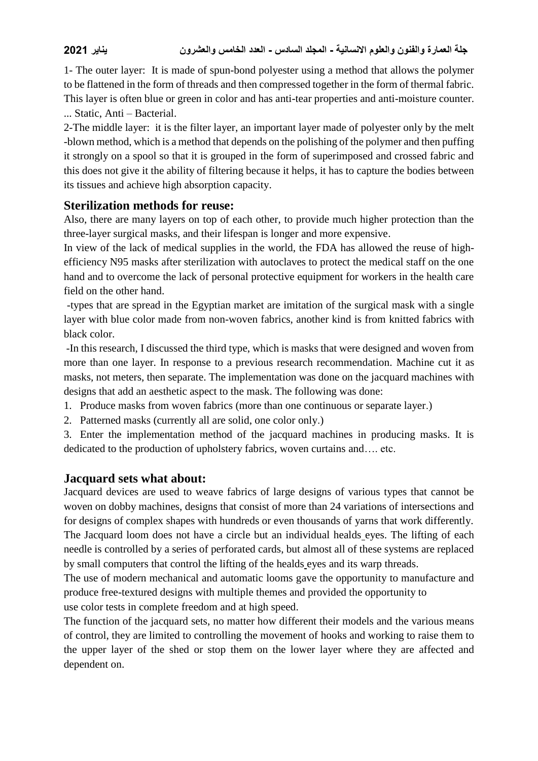1- The outer layer: It is made of spun-bond polyester using a method that allows the polymer to be flattened in the form of threads and then compressed together in the form of thermal fabric. This layer is often blue or green in color and has anti-tear properties and anti-moisture counter. ... Static, Anti – Bacterial.

2-The middle layer: it is the filter layer, an important layer made of polyester only by the melt -blown method, which is a method that depends on the polishing of the polymer and then puffing it strongly on a spool so that it is grouped in the form of superimposed and crossed fabric and this does not give it the ability of filtering because it helps, it has to capture the bodies between its tissues and achieve high absorption capacity.

## Sterilization methods for reuse:

Also, there are many layers on top of each other, to provide much higher protection than the three-layer surgical masks, and their lifespan is longer and more expensive.

In view of the lack of medical supplies in the world, the FDA has allowed the reuse of high-efficiency N95 masks after sterilization with autoclaves to protect the medical staff on the one hand and to overcome the lack of personal protective equipment for workers in the health care field on the other hand.

-types that are spread in the Egyptian market are imitation of the surgical mask with a single layer with blue color made from non-woven fabrics, another kind is from knitted fabrics with black color.

-In this research, I discussed the third type, which is masks that were designed and woven from more than one layer. In response to a previous research recommendation. Machine cut it as masks, not meters, then separate. The implementation was done on the jacquard machines with designs that add an aesthetic aspect to the mask. The following was done:

1. Produce masks from woven fabrics (more than one continuous or separate layer.)
2. Patterned masks (currently all are solid, one color only.)
3. Enter the implementation method of the jacquard machines in producing masks. It is dedicated to the production of upholstery fabrics, woven curtains and…. etc.

## Jacquard sets what about:

Jacquard devices are used to weave fabrics of large designs of various types that cannot be woven on dobby machines, designs that consist of more than 24 variations of intersections and for designs of complex shapes with hundreds or even thousands of yarns that work differently. The Jacquard loom does not have a circle but an individual healds eyes. The lifting of each needle is controlled by a series of perforated cards, but almost all of these systems are replaced by small computers that control the lifting of the healds eyes and its warp threads.

The use of modern mechanical and automatic looms gave the opportunity to manufacture and produce free-textured designs with multiple themes and provided the opportunity to use color tests in complete freedom and at high speed.

The function of the jacquard sets, no matter how different their models and the various means of control, they are limited to controlling the movement of hooks and working to raise them to the upper layer of the shed or stop them on the lower layer where they are affected and dependent on.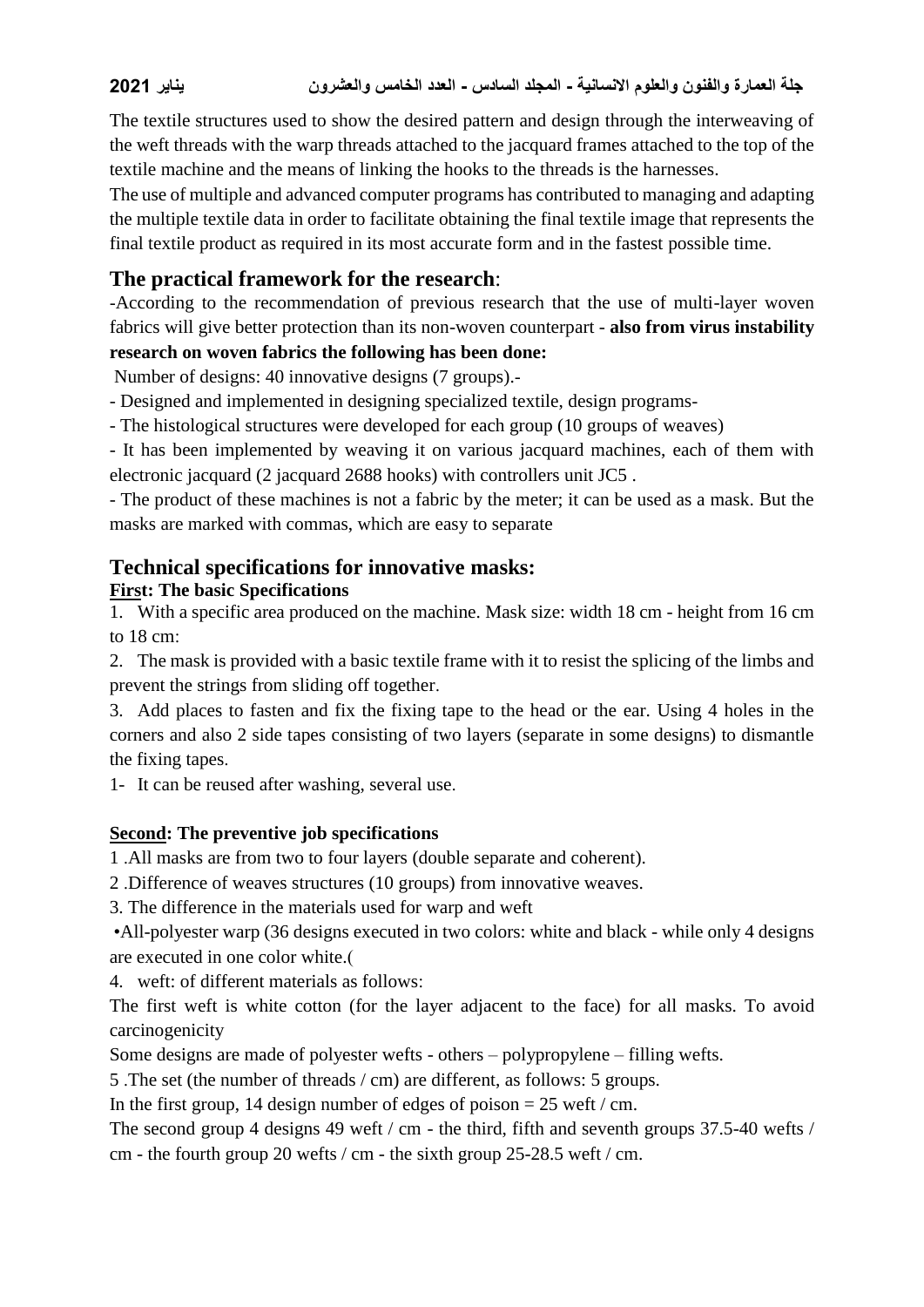The textile structures used to show the desired pattern and design through the interweaving of the weft threads with the warp threads attached to the jacquard frames attached to the top of the textile machine and the means of linking the hooks to the threads is the harnesses.

The use of multiple and advanced computer programs has contributed to managing and adapting the multiple textile data in order to facilitate obtaining the final textile image that represents the final textile product as required in its most accurate form and in the fastest possible time.

## The practical framework for the research:

-According to the recommendation of previous research that the use of multi-layer woven fabrics will give better protection than its non-woven counterpart - **also from virus instability research on woven fabrics the following has been done:**

Number of designs: 40 innovative designs (7 groups).-

- Designed and implemented in designing specialized textile, design programs-
- The histological structures were developed for each group (10 groups of weaves)
- It has been implemented by weaving it on various jacquard machines, each of them with electronic jacquard (2 jacquard 2688 hooks) with controllers unit JC5 .
- The product of these machines is not a fabric by the meter; it can be used as a mask. But the masks are marked with commas, which are easy to separate

## Technical specifications for innovative masks:

**First: The basic Specifications**

1. With a specific area produced on the machine. Mask size: width 18 cm - height from 16 cm to 18 cm:
2. The mask is provided with a basic textile frame with it to resist the splicing of the limbs and prevent the strings from sliding off together.
3. Add places to fasten and fix the fixing tape to the head or the ear. Using 4 holes in the corners and also 2 side tapes consisting of two layers (separate in some designs) to dismantle the fixing tapes.

1- It can be reused after washing, several use.

**Second: The preventive job specifications**

1 .All masks are from two to four layers (double separate and coherent).

2 .Difference of weaves structures (10 groups) from innovative weaves.

3. The difference in the materials used for warp and weft

•All-polyester warp (36 designs executed in two colors: white and black - while only 4 designs are executed in one color white.(

4. weft: of different materials as follows:

The first weft is white cotton (for the layer adjacent to the face) for all masks. To avoid carcinogenicity

Some designs are made of polyester wefts - others – polypropylene – filling wefts.

5 .The set (the number of threads / cm) are different, as follows: 5 groups.

In the first group, 14 design number of edges of poison = 25 weft / cm.

The second group 4 designs 49 weft / cm - the third, fifth and seventh groups 37.5-40 wefts / cm - the fourth group 20 wefts / cm - the sixth group 25-28.5 weft / cm.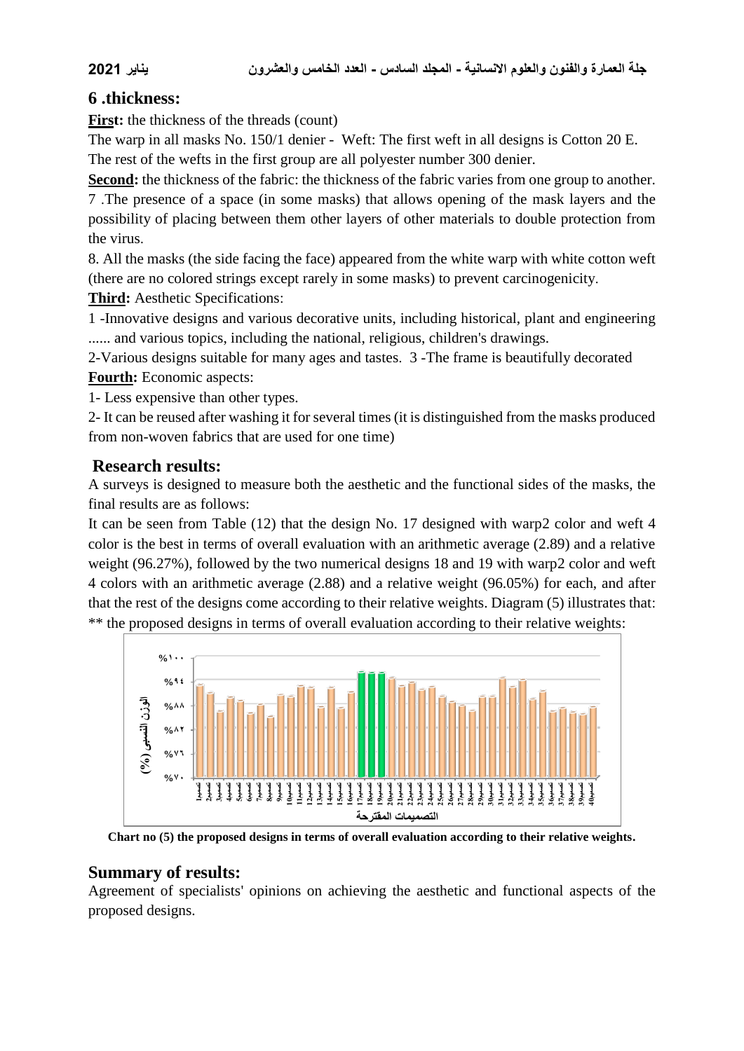## 6 .thickness:

**First:** the thickness of the threads (count)

The warp in all masks No. 150/1 denier - Weft: The first weft in all designs is Cotton 20 E. The rest of the wefts in the first group are all polyester number 300 denier.

**Second:** the thickness of the fabric: the thickness of the fabric varies from one group to another.

7 .The presence of a space (in some masks) that allows opening of the mask layers and the possibility of placing between them other layers of other materials to double protection from the virus.

8. All the masks (the side facing the face) appeared from the white warp with white cotton weft (there are no colored strings except rarely in some masks) to prevent carcinogenicity.

**Third:** Aesthetic Specifications:

1 -Innovative designs and various decorative units, including historical, plant and engineering ...... and various topics, including the national, religious, children's drawings.

2-Various designs suitable for many ages and tastes. 3 -The frame is beautifully decorated

**Fourth:** Economic aspects:

1- Less expensive than other types.

2- It can be reused after washing it for several times (it is distinguished from the masks produced from non-woven fabrics that are used for one time)

## Research results:

A surveys is designed to measure both the aesthetic and the functional sides of the masks, the final results are as follows:

It can be seen from Table (12) that the design No. 17 designed with warp2 color and weft 4 color is the best in terms of overall evaluation with an arithmetic average (2.89) and a relative weight (96.27%), followed by the two numerical designs 18 and 19 with warp2 color and weft 4 colors with an arithmetic average (2.88) and a relative weight (96.05%) for each, and after that the rest of the designs come according to their relative weights. Diagram (5) illustrates that: ** the proposed designs in terms of overall evaluation according to their relative weights:

**Chart no (5) the proposed designs in terms of overall evaluation according to their relative weights.**

## Summary of results:

Agreement of specialists' opinions on achieving the aesthetic and functional aspects of the proposed designs.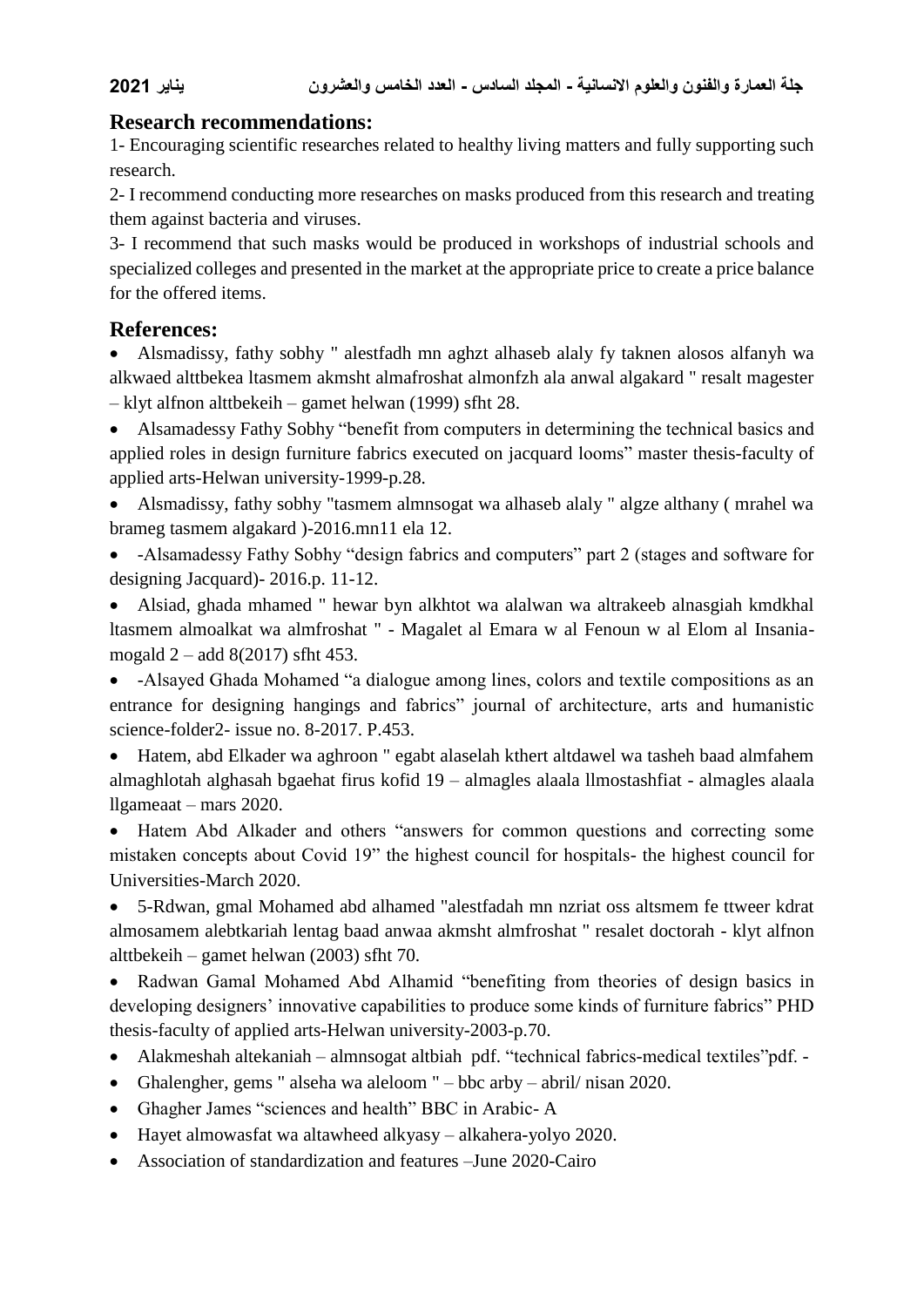## Research recommendations:

1- Encouraging scientific researches related to healthy living matters and fully supporting such research.

2- I recommend conducting more researches on masks produced from this research and treating them against bacteria and viruses.

3- I recommend that such masks would be produced in workshops of industrial schools and specialized colleges and presented in the market at the appropriate price to create a price balance for the offered items.

## References:

- Alsmadissy, fathy sobhy " alestfadh mn aghzt alhaseb alaly fy taknen alosos alfanyh wa alkwaed alttbekea ltasmem akmsht almafroshat almonfzh ala anwal algakard " resalt magester – klyt alfnon alttbekeih – gamet helwan (1999) sfht 28.
- Alsamadessy Fathy Sobhy "benefit from computers in determining the technical basics and applied roles in design furniture fabrics executed on jacquard looms" master thesis-faculty of applied arts-Helwan university-1999-p.28.
- Alsmadissy, fathy sobhy "tasmem almnsogat wa alhaseb alaly " algze althany ( mrahel wa brameg tasmem algakard )-2016.mn11 ela 12.
- -Alsamadessy Fathy Sobhy "design fabrics and computers" part 2 (stages and software for designing Jacquard)- 2016.p. 11-12.
- Alsiad, ghada mhamed " hewar byn alkhtot wa alalwan wa altrakeeb alnasgiah kmdkhal ltasmem almoalkat wa almfroshat " - Magalet al Emara w al Fenoun w al Elom al Insania-mogald 2 – add 8(2017) sfht 453.
- -Alsayed Ghada Mohamed "a dialogue among lines, colors and textile compositions as an entrance for designing hangings and fabrics" journal of architecture, arts and humanistic science-folder2- issue no. 8-2017. P.453.
- Hatem, abd Elkader wa aghroon " egabt alaselah kthert altdawel wa tasheh baad almfahem almaghlotah alghasah bgaehat firus kofid 19 – almagles alaala llmostashfiat - almagles alaala llgameaat – mars 2020.
- Hatem Abd Alkader and others "answers for common questions and correcting some mistaken concepts about Covid 19" the highest council for hospitals- the highest council for Universities-March 2020.
- 5-Rdwan, gmal Mohamed abd alhamed "alestfadah mn nzriat oss altsmem fe ttweer kdrat almosamem alebtkariah lentag baad anwaa akmsht almfroshat " resalet doctorah - klyt alfnon alttbekeih – gamet helwan (2003) sfht 70.
- Radwan Gamal Mohamed Abd Alhamid "benefiting from theories of design basics in developing designers' innovative capabilities to produce some kinds of furniture fabrics" PHD thesis-faculty of applied arts-Helwan university-2003-p.70.
- Alakmeshah altekaniah – almnsogat altbiah pdf. "technical fabrics-medical textiles"pdf. -
- Ghalengher, gems " alseha wa aleloom " – bbc arby – abril/ nisan 2020.
- Ghagher James "sciences and health" BBC in Arabic- A
- Hayet almowasfat wa altawheed alkyasy – alkahera-yolyo 2020.
- Association of standardization and features –June 2020-Cairo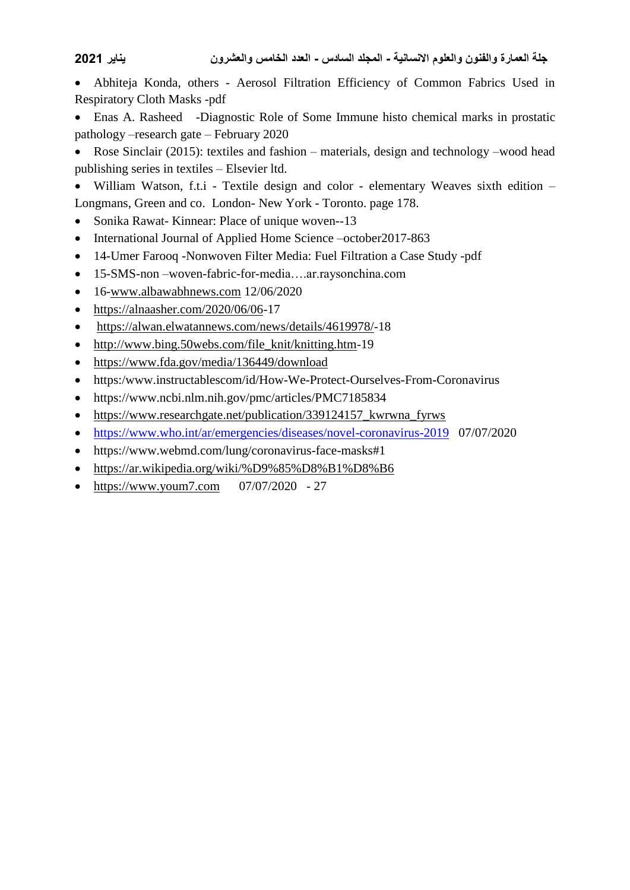- Abhiteja Konda, others - Aerosol Filtration Efficiency of Common Fabrics Used in Respiratory Cloth Masks -pdf
- Enas A. Rasheed -Diagnostic Role of Some Immune histo chemical marks in prostatic pathology –research gate – February 2020
- Rose Sinclair (2015): textiles and fashion – materials, design and technology –wood head publishing series in textiles – Elsevier ltd.
- William Watson, f.t.i - Textile design and color - elementary Weaves sixth edition – Longmans, Green and co. London- New York - Toronto. page 178.
- Sonika Rawat- Kinnear: Place of unique woven--13
- International Journal of Applied Home Science –october2017-863
- 14-Umer Farooq -Nonwoven Filter Media: Fuel Filtration a Case Study -pdf
- 15-SMS-non –woven-fabric-for-media….ar.raysonchina.com
- 16-www.albawabhnews.com 12/06/2020
- https://alnaasher.com/2020/06/06-17
- https://alwan.elwatannews.com/news/details/4619978/-18
- http://www.bing.50webs.com/file_knit/knitting.htm-19
- https://www.fda.gov/media/136449/download
- https:/www.instructablescom/id/How-We-Protect-Ourselves-From-Coronavirus
- https://www.ncbi.nlm.nih.gov/pmc/articles/PMC7185834
- https://www.researchgate.net/publication/339124157_kwrwna_fyrws
- https://www.who.int/ar/emergencies/diseases/novel-coronavirus-2019 07/07/2020
- https://www.webmd.com/lung/coronavirus-face-masks#1
- https://ar.wikipedia.org/wiki/%D9%85%D8%B1%D8%B6
- https://www.youm7.com 07/07/2020 - 27